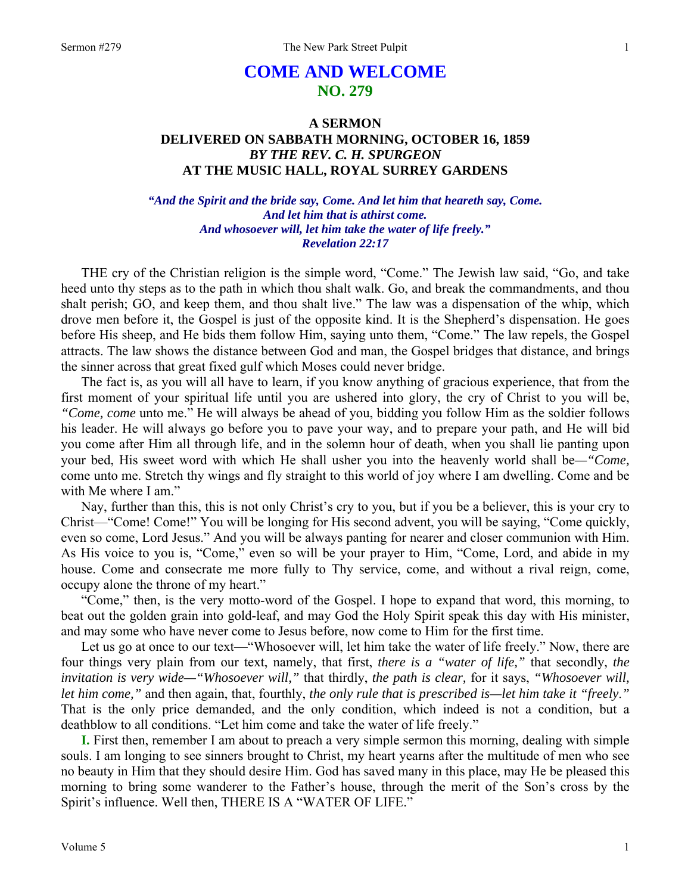# COME AND WELCOME
## NO. 279

### A SERMON
### DELIVERED ON SABBATH MORNING, OCTOBER 16, 1859
### *BY THE REV. C. H. SPURGEON*
### AT THE MUSIC HALL, ROYAL SURREY GARDENS

*"And the Spirit and the bride say, Come. And let him that heareth say, Come. And let him that is athirst come. And whosoever will, let him take the water of life freely." Revelation 22:17*

THE cry of the Christian religion is the simple word, "Come." The Jewish law said, "Go, and take heed unto thy steps as to the path in which thou shalt walk. Go, and break the commandments, and thou shalt perish; GO, and keep them, and thou shalt live." The law was a dispensation of the whip, which drove men before it, the Gospel is just of the opposite kind. It is the Shepherd's dispensation. He goes before His sheep, and He bids them follow Him, saying unto them, "Come." The law repels, the Gospel attracts. The law shows the distance between God and man, the Gospel bridges that distance, and brings the sinner across that great fixed gulf which Moses could never bridge.

The fact is, as you will all have to learn, if you know anything of gracious experience, that from the first moment of your spiritual life until you are ushered into glory, the cry of Christ to you will be, *"Come, come* unto me." He will always be ahead of you, bidding you follow Him as the soldier follows his leader. He will always go before you to pave your way, and to prepare your path, and He will bid you come after Him all through life, and in the solemn hour of death, when you shall lie panting upon your bed, His sweet word with which He shall usher you into the heavenly world shall be—*"Come,* come unto me. Stretch thy wings and fly straight to this world of joy where I am dwelling. Come and be with Me where I am."

Nay, further than this, this is not only Christ's cry to you, but if you be a believer, this is your cry to Christ—"Come! Come!" You will be longing for His second advent, you will be saying, "Come quickly, even so come, Lord Jesus." And you will be always panting for nearer and closer communion with Him. As His voice to you is, "Come," even so will be your prayer to Him, "Come, Lord, and abide in my house. Come and consecrate me more fully to Thy service, come, and without a rival reign, come, occupy alone the throne of my heart."

"Come," then, is the very motto-word of the Gospel. I hope to expand that word, this morning, to beat out the golden grain into gold-leaf, and may God the Holy Spirit speak this day with His minister, and may some who have never come to Jesus before, now come to Him for the first time.

Let us go at once to our text—"Whosoever will, let him take the water of life freely." Now, there are four things very plain from our text, namely, that first, *there is a "water of life,"* that secondly, *the invitation is very wide—"Whosoever will,"* that thirdly, *the path is clear,* for it says, *"Whosoever will, let him come,"* and then again, that, fourthly, *the only rule that is prescribed is—let him take it "freely."* That is the only price demanded, and the only condition, which indeed is not a condition, but a deathblow to all conditions. "Let him come and take the water of life freely."

**I.** First then, remember I am about to preach a very simple sermon this morning, dealing with simple souls. I am longing to see sinners brought to Christ, my heart yearns after the multitude of men who see no beauty in Him that they should desire Him. God has saved many in this place, may He be pleased this morning to bring some wanderer to the Father's house, through the merit of the Son's cross by the Spirit's influence. Well then, THERE IS A "WATER OF LIFE."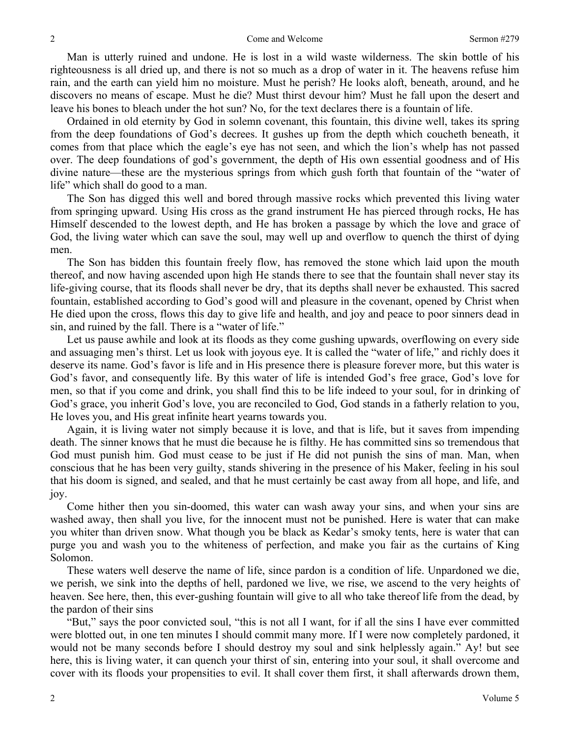Man is utterly ruined and undone. He is lost in a wild waste wilderness. The skin bottle of his righteousness is all dried up, and there is not so much as a drop of water in it. The heavens refuse him rain, and the earth can yield him no moisture. Must he perish? He looks aloft, beneath, around, and he discovers no means of escape. Must he die? Must thirst devour him? Must he fall upon the desert and leave his bones to bleach under the hot sun? No, for the text declares there is a fountain of life.

Ordained in old eternity by God in solemn covenant, this fountain, this divine well, takes its spring from the deep foundations of God's decrees. It gushes up from the depth which coucheth beneath, it comes from that place which the eagle's eye has not seen, and which the lion's whelp has not passed over. The deep foundations of god's government, the depth of His own essential goodness and of His divine nature—these are the mysterious springs from which gush forth that fountain of the "water of life" which shall do good to a man.

The Son has digged this well and bored through massive rocks which prevented this living water from springing upward. Using His cross as the grand instrument He has pierced through rocks, He has Himself descended to the lowest depth, and He has broken a passage by which the love and grace of God, the living water which can save the soul, may well up and overflow to quench the thirst of dying men.

The Son has bidden this fountain freely flow, has removed the stone which laid upon the mouth thereof, and now having ascended upon high He stands there to see that the fountain shall never stay its life-giving course, that its floods shall never be dry, that its depths shall never be exhausted. This sacred fountain, established according to God's good will and pleasure in the covenant, opened by Christ when He died upon the cross, flows this day to give life and health, and joy and peace to poor sinners dead in sin, and ruined by the fall. There is a "water of life."

Let us pause awhile and look at its floods as they come gushing upwards, overflowing on every side and assuaging men's thirst. Let us look with joyous eye. It is called the "water of life," and richly does it deserve its name. God's favor is life and in His presence there is pleasure forever more, but this water is God's favor, and consequently life. By this water of life is intended God's free grace, God's love for men, so that if you come and drink, you shall find this to be life indeed to your soul, for in drinking of God's grace, you inherit God's love, you are reconciled to God, God stands in a fatherly relation to you, He loves you, and His great infinite heart yearns towards you.

Again, it is living water not simply because it is love, and that is life, but it saves from impending death. The sinner knows that he must die because he is filthy. He has committed sins so tremendous that God must punish him. God must cease to be just if He did not punish the sins of man. Man, when conscious that he has been very guilty, stands shivering in the presence of his Maker, feeling in his soul that his doom is signed, and sealed, and that he must certainly be cast away from all hope, and life, and joy.

Come hither then you sin-doomed, this water can wash away your sins, and when your sins are washed away, then shall you live, for the innocent must not be punished. Here is water that can make you whiter than driven snow. What though you be black as Kedar's smoky tents, here is water that can purge you and wash you to the whiteness of perfection, and make you fair as the curtains of King Solomon.

These waters well deserve the name of life, since pardon is a condition of life. Unpardoned we die, we perish, we sink into the depths of hell, pardoned we live, we rise, we ascend to the very heights of heaven. See here, then, this ever-gushing fountain will give to all who take thereof life from the dead, by the pardon of their sins

"But," says the poor convicted soul, "this is not all I want, for if all the sins I have ever committed were blotted out, in one ten minutes I should commit many more. If I were now completely pardoned, it would not be many seconds before I should destroy my soul and sink helplessly again." Ay! but see here, this is living water, it can quench your thirst of sin, entering into your soul, it shall overcome and cover with its floods your propensities to evil. It shall cover them first, it shall afterwards drown them,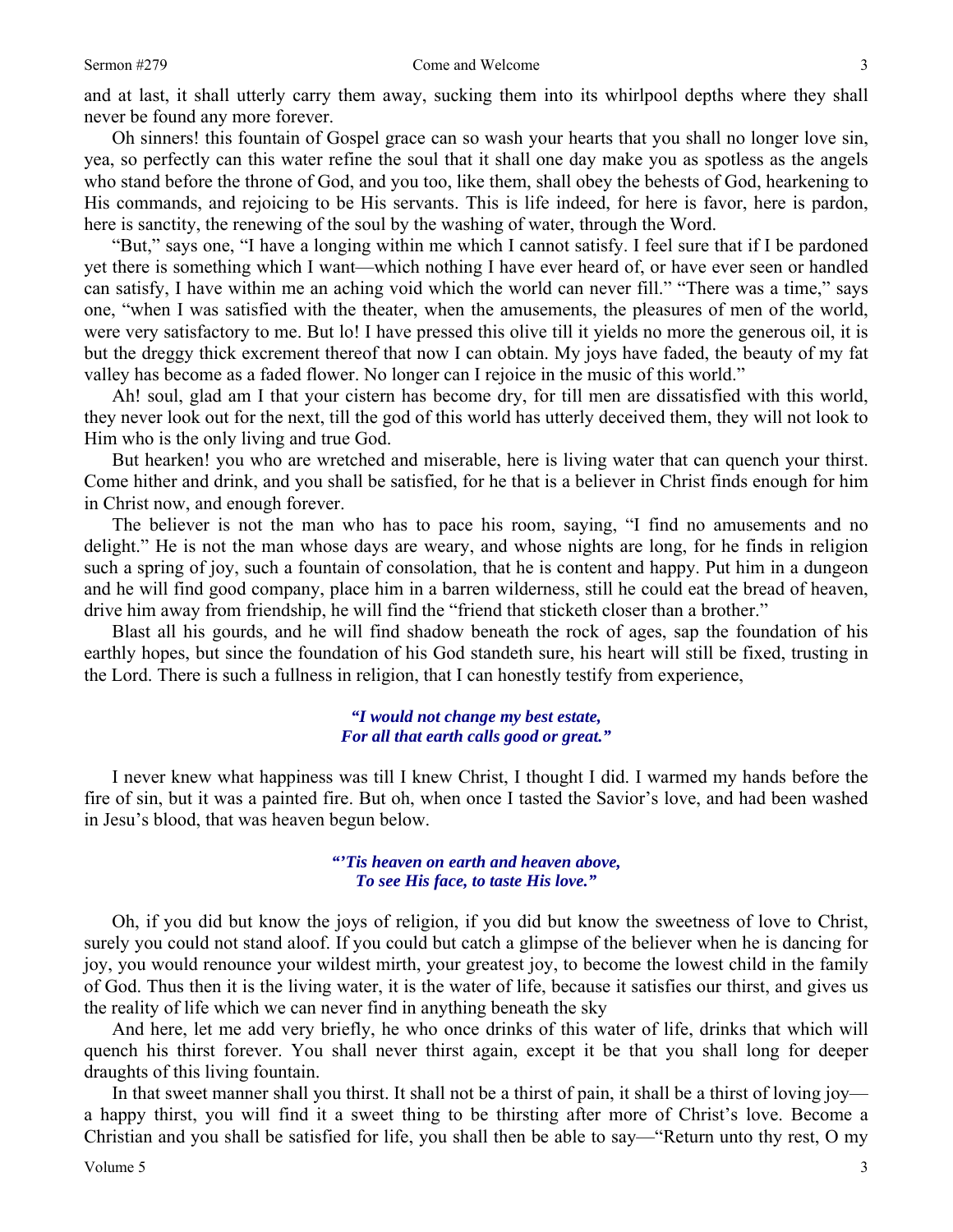and at last, it shall utterly carry them away, sucking them into its whirlpool depths where they shall never be found any more forever.

Oh sinners! this fountain of Gospel grace can so wash your hearts that you shall no longer love sin, yea, so perfectly can this water refine the soul that it shall one day make you as spotless as the angels who stand before the throne of God, and you too, like them, shall obey the behests of God, hearkening to His commands, and rejoicing to be His servants. This is life indeed, for here is favor, here is pardon, here is sanctity, the renewing of the soul by the washing of water, through the Word.

"But," says one, "I have a longing within me which I cannot satisfy. I feel sure that if I be pardoned yet there is something which I want—which nothing I have ever heard of, or have ever seen or handled can satisfy, I have within me an aching void which the world can never fill." "There was a time," says one, "when I was satisfied with the theater, when the amusements, the pleasures of men of the world, were very satisfactory to me. But lo! I have pressed this olive till it yields no more the generous oil, it is but the dreggy thick excrement thereof that now I can obtain. My joys have faded, the beauty of my fat valley has become as a faded flower. No longer can I rejoice in the music of this world."

Ah! soul, glad am I that your cistern has become dry, for till men are dissatisfied with this world, they never look out for the next, till the god of this world has utterly deceived them, they will not look to Him who is the only living and true God.

But hearken! you who are wretched and miserable, here is living water that can quench your thirst. Come hither and drink, and you shall be satisfied, for he that is a believer in Christ finds enough for him in Christ now, and enough forever.

The believer is not the man who has to pace his room, saying, "I find no amusements and no delight." He is not the man whose days are weary, and whose nights are long, for he finds in religion such a spring of joy, such a fountain of consolation, that he is content and happy. Put him in a dungeon and he will find good company, place him in a barren wilderness, still he could eat the bread of heaven, drive him away from friendship, he will find the "friend that sticketh closer than a brother."

Blast all his gourds, and he will find shadow beneath the rock of ages, sap the foundation of his earthly hopes, but since the foundation of his God standeth sure, his heart will still be fixed, trusting in the Lord. There is such a fullness in religion, that I can honestly testify from experience,

> ***"I would not change my best estate,***
> ***For all that earth calls good or great."***

I never knew what happiness was till I knew Christ, I thought I did. I warmed my hands before the fire of sin, but it was a painted fire. But oh, when once I tasted the Savior's love, and had been washed in Jesu's blood, that was heaven begun below.

> ***"'Tis heaven on earth and heaven above,***
> ***To see His face, to taste His love."***

Oh, if you did but know the joys of religion, if you did but know the sweetness of love to Christ, surely you could not stand aloof. If you could but catch a glimpse of the believer when he is dancing for joy, you would renounce your wildest mirth, your greatest joy, to become the lowest child in the family of God. Thus then it is the living water, it is the water of life, because it satisfies our thirst, and gives us the reality of life which we can never find in anything beneath the sky

And here, let me add very briefly, he who once drinks of this water of life, drinks that which will quench his thirst forever. You shall never thirst again, except it be that you shall long for deeper draughts of this living fountain.

In that sweet manner shall you thirst. It shall not be a thirst of pain, it shall be a thirst of loving joy—a happy thirst, you will find it a sweet thing to be thirsting after more of Christ's love. Become a Christian and you shall be satisfied for life, you shall then be able to say—"Return unto thy rest, O my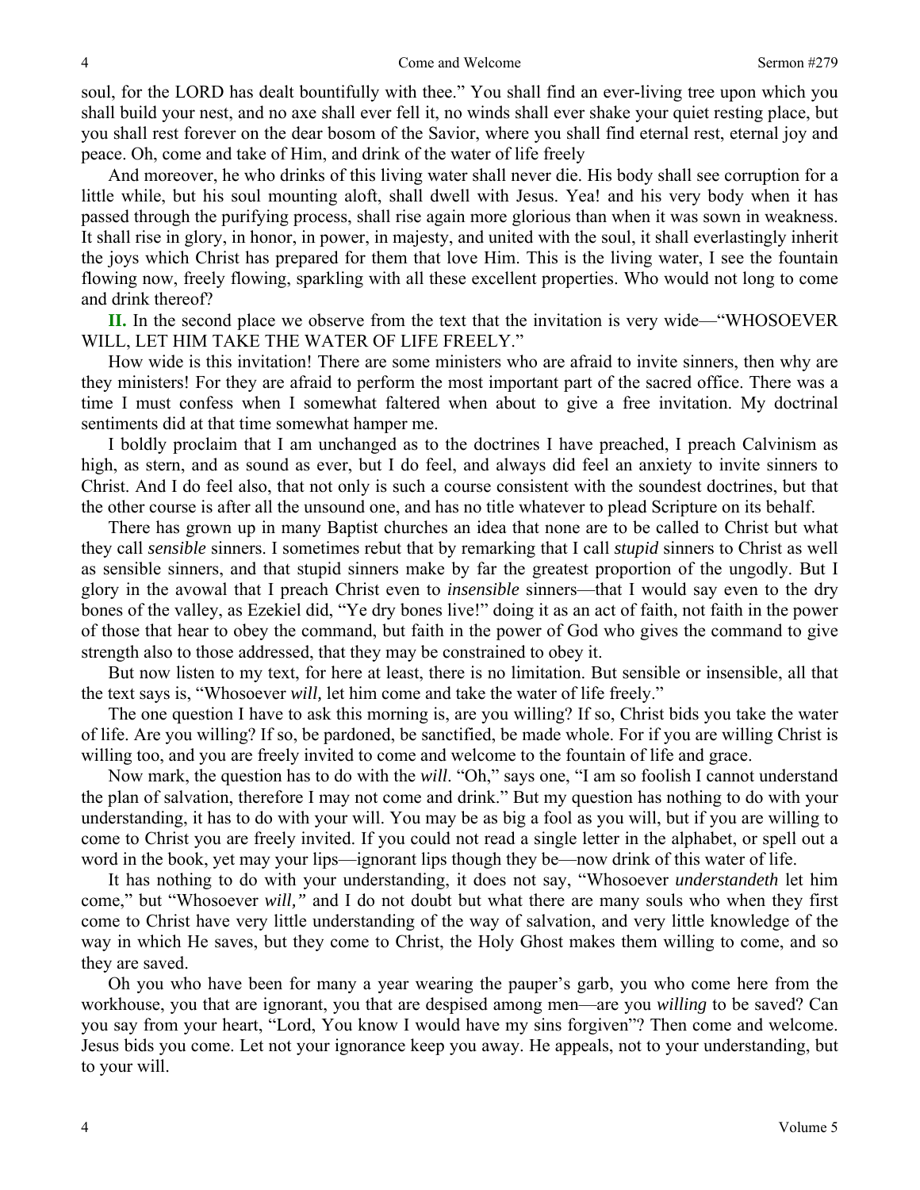soul, for the LORD has dealt bountifully with thee." You shall find an ever-living tree upon which you shall build your nest, and no axe shall ever fell it, no winds shall ever shake your quiet resting place, but you shall rest forever on the dear bosom of the Savior, where you shall find eternal rest, eternal joy and peace. Oh, come and take of Him, and drink of the water of life freely

And moreover, he who drinks of this living water shall never die. His body shall see corruption for a little while, but his soul mounting aloft, shall dwell with Jesus. Yea! and his very body when it has passed through the purifying process, shall rise again more glorious than when it was sown in weakness. It shall rise in glory, in honor, in power, in majesty, and united with the soul, it shall everlastingly inherit the joys which Christ has prepared for them that love Him. This is the living water, I see the fountain flowing now, freely flowing, sparkling with all these excellent properties. Who would not long to come and drink thereof?

**II.** In the second place we observe from the text that the invitation is very wide—"WHOSOEVER WILL, LET HIM TAKE THE WATER OF LIFE FREELY."

How wide is this invitation! There are some ministers who are afraid to invite sinners, then why are they ministers! For they are afraid to perform the most important part of the sacred office. There was a time I must confess when I somewhat faltered when about to give a free invitation. My doctrinal sentiments did at that time somewhat hamper me.

I boldly proclaim that I am unchanged as to the doctrines I have preached, I preach Calvinism as high, as stern, and as sound as ever, but I do feel, and always did feel an anxiety to invite sinners to Christ. And I do feel also, that not only is such a course consistent with the soundest doctrines, but that the other course is after all the unsound one, and has no title whatever to plead Scripture on its behalf.

There has grown up in many Baptist churches an idea that none are to be called to Christ but what they call *sensible* sinners. I sometimes rebut that by remarking that I call *stupid* sinners to Christ as well as sensible sinners, and that stupid sinners make by far the greatest proportion of the ungodly. But I glory in the avowal that I preach Christ even to *insensible* sinners—that I would say even to the dry bones of the valley, as Ezekiel did, "Ye dry bones live!" doing it as an act of faith, not faith in the power of those that hear to obey the command, but faith in the power of God who gives the command to give strength also to those addressed, that they may be constrained to obey it.

But now listen to my text, for here at least, there is no limitation. But sensible or insensible, all that the text says is, "Whosoever *will,* let him come and take the water of life freely."

The one question I have to ask this morning is, are you willing? If so, Christ bids you take the water of life. Are you willing? If so, be pardoned, be sanctified, be made whole. For if you are willing Christ is willing too, and you are freely invited to come and welcome to the fountain of life and grace.

Now mark, the question has to do with the *will*. "Oh," says one, "I am so foolish I cannot understand the plan of salvation, therefore I may not come and drink." But my question has nothing to do with your understanding, it has to do with your will. You may be as big a fool as you will, but if you are willing to come to Christ you are freely invited. If you could not read a single letter in the alphabet, or spell out a word in the book, yet may your lips—ignorant lips though they be—now drink of this water of life.

It has nothing to do with your understanding, it does not say, "Whosoever *understandeth* let him come," but "Whosoever *will,"* and I do not doubt but what there are many souls who when they first come to Christ have very little understanding of the way of salvation, and very little knowledge of the way in which He saves, but they come to Christ, the Holy Ghost makes them willing to come, and so they are saved.

Oh you who have been for many a year wearing the pauper's garb, you who come here from the workhouse, you that are ignorant, you that are despised among men—are you *willing* to be saved? Can you say from your heart, "Lord, You know I would have my sins forgiven"? Then come and welcome. Jesus bids you come. Let not your ignorance keep you away. He appeals, not to your understanding, but to your will.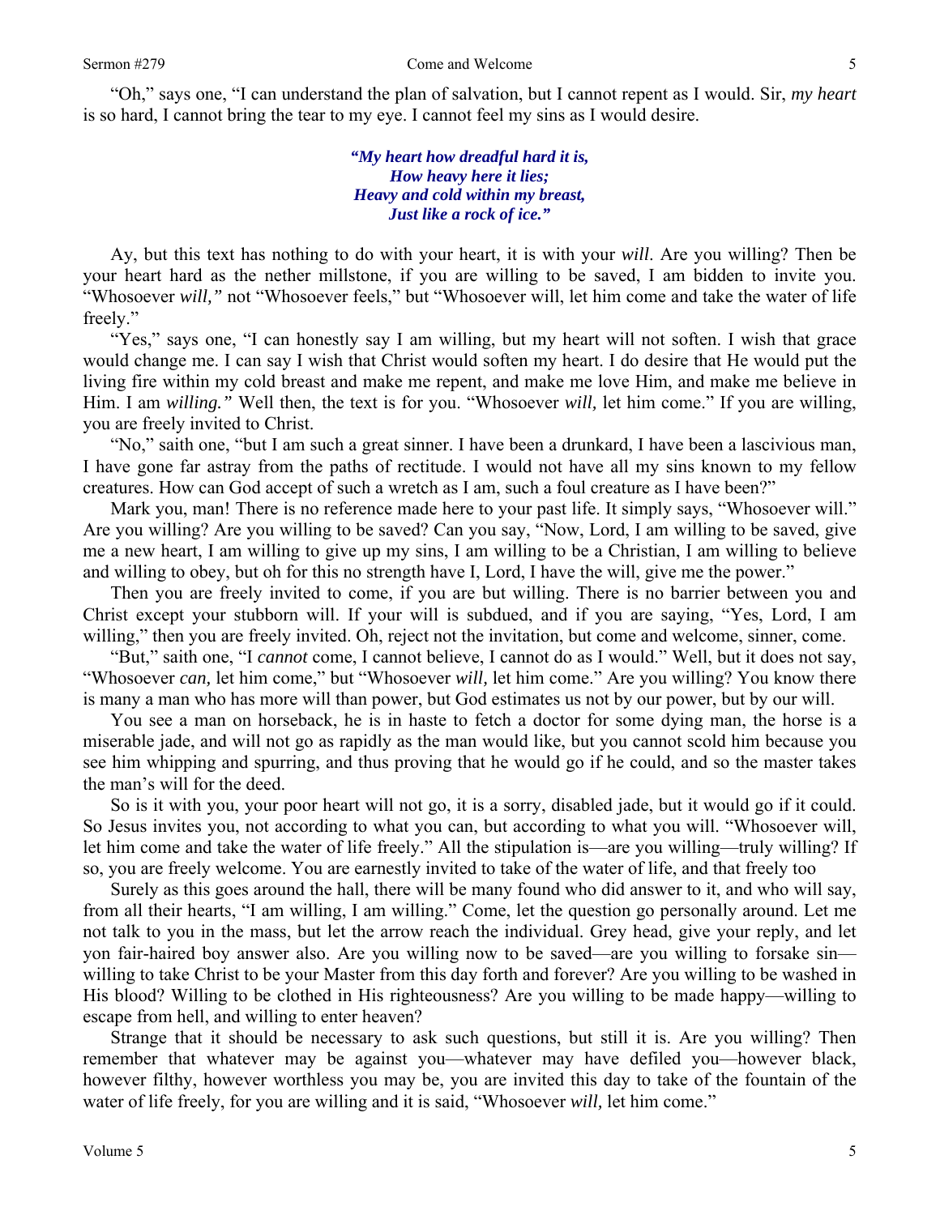"Oh," says one, "I can understand the plan of salvation, but I cannot repent as I would. Sir, *my heart* is so hard, I cannot bring the tear to my eye. I cannot feel my sins as I would desire.

> ***"My heart how dreadful hard it is,***
> ***How heavy here it lies;***
> ***Heavy and cold within my breast,***
> ***Just like a rock of ice."***

Ay, but this text has nothing to do with your heart, it is with your *will*. Are you willing? Then be your heart hard as the nether millstone, if you are willing to be saved, I am bidden to invite you. "Whosoever *will,"* not "Whosoever feels," but "Whosoever will, let him come and take the water of life freely."

"Yes," says one, "I can honestly say I am willing, but my heart will not soften. I wish that grace would change me. I can say I wish that Christ would soften my heart. I do desire that He would put the living fire within my cold breast and make me repent, and make me love Him, and make me believe in Him. I am *willing."* Well then, the text is for you. "Whosoever *will,* let him come." If you are willing, you are freely invited to Christ.

"No," saith one, "but I am such a great sinner. I have been a drunkard, I have been a lascivious man, I have gone far astray from the paths of rectitude. I would not have all my sins known to my fellow creatures. How can God accept of such a wretch as I am, such a foul creature as I have been?"

Mark you, man! There is no reference made here to your past life. It simply says, "Whosoever will." Are you willing? Are you willing to be saved? Can you say, "Now, Lord, I am willing to be saved, give me a new heart, I am willing to give up my sins, I am willing to be a Christian, I am willing to believe and willing to obey, but oh for this no strength have I, Lord, I have the will, give me the power."

Then you are freely invited to come, if you are but willing. There is no barrier between you and Christ except your stubborn will. If your will is subdued, and if you are saying, "Yes, Lord, I am willing," then you are freely invited. Oh, reject not the invitation, but come and welcome, sinner, come.

"But," saith one, "I *cannot* come, I cannot believe, I cannot do as I would." Well, but it does not say, "Whosoever *can,* let him come," but "Whosoever *will,* let him come." Are you willing? You know there is many a man who has more will than power, but God estimates us not by our power, but by our will.

You see a man on horseback, he is in haste to fetch a doctor for some dying man, the horse is a miserable jade, and will not go as rapidly as the man would like, but you cannot scold him because you see him whipping and spurring, and thus proving that he would go if he could, and so the master takes the man's will for the deed.

So is it with you, your poor heart will not go, it is a sorry, disabled jade, but it would go if it could. So Jesus invites you, not according to what you can, but according to what you will. "Whosoever will, let him come and take the water of life freely." All the stipulation is—are you willing—truly willing? If so, you are freely welcome. You are earnestly invited to take of the water of life, and that freely too

Surely as this goes around the hall, there will be many found who did answer to it, and who will say, from all their hearts, "I am willing, I am willing." Come, let the question go personally around. Let me not talk to you in the mass, but let the arrow reach the individual. Grey head, give your reply, and let yon fair-haired boy answer also. Are you willing now to be saved—are you willing to forsake sin—willing to take Christ to be your Master from this day forth and forever? Are you willing to be washed in His blood? Willing to be clothed in His righteousness? Are you willing to be made happy—willing to escape from hell, and willing to enter heaven?

Strange that it should be necessary to ask such questions, but still it is. Are you willing? Then remember that whatever may be against you—whatever may have defiled you—however black, however filthy, however worthless you may be, you are invited this day to take of the fountain of the water of life freely, for you are willing and it is said, "Whosoever *will,* let him come."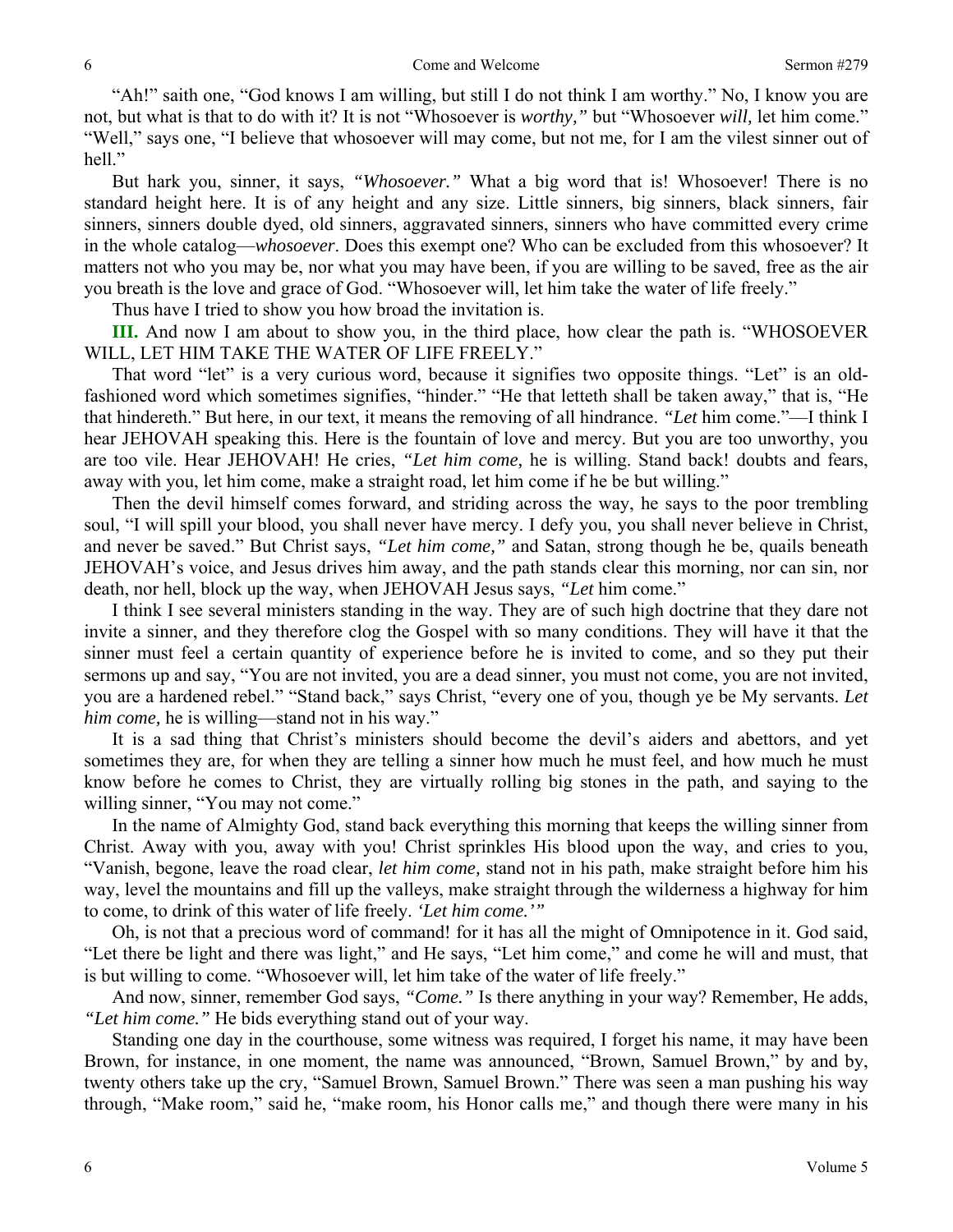"Ah!" saith one, "God knows I am willing, but still I do not think I am worthy." No, I know you are not, but what is that to do with it? It is not "Whosoever is *worthy,"* but "Whosoever *will,* let him come." "Well," says one, "I believe that whosoever will may come, but not me, for I am the vilest sinner out of hell."

But hark you, sinner, it says, *"Whosoever."* What a big word that is! Whosoever! There is no standard height here. It is of any height and any size. Little sinners, big sinners, black sinners, fair sinners, sinners double dyed, old sinners, aggravated sinners, sinners who have committed every crime in the whole catalog—*whosoever*. Does this exempt one? Who can be excluded from this whosoever? It matters not who you may be, nor what you may have been, if you are willing to be saved, free as the air you breath is the love and grace of God. "Whosoever will, let him take the water of life freely."

Thus have I tried to show you how broad the invitation is.

**III.** And now I am about to show you, in the third place, how clear the path is. "WHOSOEVER WILL, LET HIM TAKE THE WATER OF LIFE FREELY."

That word "let" is a very curious word, because it signifies two opposite things. "Let" is an old-fashioned word which sometimes signifies, "hinder." "He that letteth shall be taken away," that is, "He that hindereth." But here, in our text, it means the removing of all hindrance. *"Let* him come."—I think I hear JEHOVAH speaking this. Here is the fountain of love and mercy. But you are too unworthy, you are too vile. Hear JEHOVAH! He cries, *"Let him come,* he is willing. Stand back! doubts and fears, away with you, let him come, make a straight road, let him come if he be but willing."

Then the devil himself comes forward, and striding across the way, he says to the poor trembling soul, "I will spill your blood, you shall never have mercy. I defy you, you shall never believe in Christ, and never be saved." But Christ says, *"Let him come,"* and Satan, strong though he be, quails beneath JEHOVAH's voice, and Jesus drives him away, and the path stands clear this morning, nor can sin, nor death, nor hell, block up the way, when JEHOVAH Jesus says, *"Let* him come."

I think I see several ministers standing in the way. They are of such high doctrine that they dare not invite a sinner, and they therefore clog the Gospel with so many conditions. They will have it that the sinner must feel a certain quantity of experience before he is invited to come, and so they put their sermons up and say, "You are not invited, you are a dead sinner, you must not come, you are not invited, you are a hardened rebel." "Stand back," says Christ, "every one of you, though ye be My servants. *Let him come,* he is willing—stand not in his way."

It is a sad thing that Christ's ministers should become the devil's aiders and abettors, and yet sometimes they are, for when they are telling a sinner how much he must feel, and how much he must know before he comes to Christ, they are virtually rolling big stones in the path, and saying to the willing sinner, "You may not come."

In the name of Almighty God, stand back everything this morning that keeps the willing sinner from Christ. Away with you, away with you! Christ sprinkles His blood upon the way, and cries to you, "Vanish, begone, leave the road clear, *let him come,* stand not in his path, make straight before him his way, level the mountains and fill up the valleys, make straight through the wilderness a highway for him to come, to drink of this water of life freely. *'Let him come.'"*

Oh, is not that a precious word of command! for it has all the might of Omnipotence in it. God said, "Let there be light and there was light," and He says, "Let him come," and come he will and must, that is but willing to come. "Whosoever will, let him take of the water of life freely."

And now, sinner, remember God says, *"Come."* Is there anything in your way? Remember, He adds, *"Let him come."* He bids everything stand out of your way.

Standing one day in the courthouse, some witness was required, I forget his name, it may have been Brown, for instance, in one moment, the name was announced, "Brown, Samuel Brown," by and by, twenty others take up the cry, "Samuel Brown, Samuel Brown." There was seen a man pushing his way through, "Make room," said he, "make room, his Honor calls me," and though there were many in his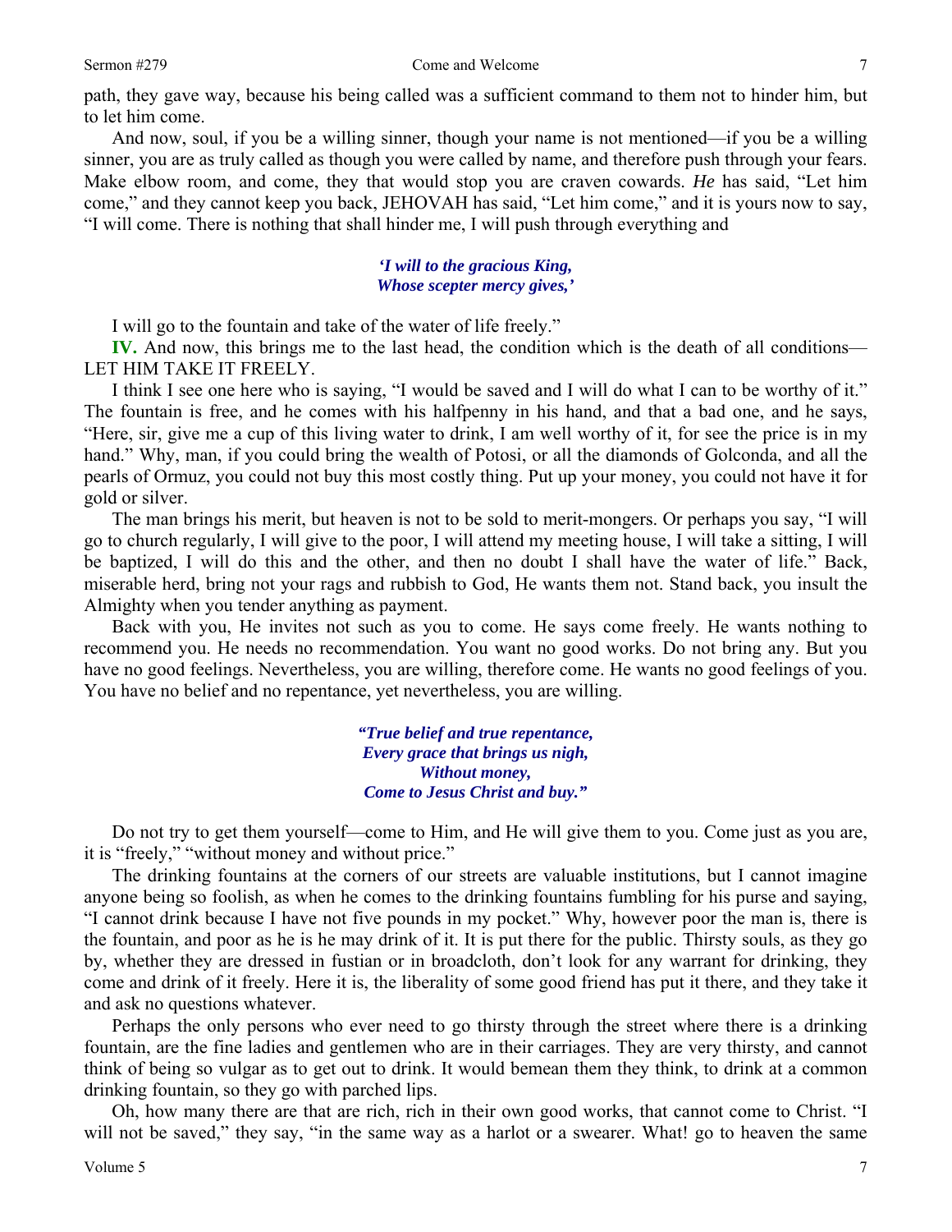path, they gave way, because his being called was a sufficient command to them not to hinder him, but to let him come.

And now, soul, if you be a willing sinner, though your name is not mentioned—if you be a willing sinner, you are as truly called as though you were called by name, and therefore push through your fears. Make elbow room, and come, they that would stop you are craven cowards. *He* has said, "Let him come," and they cannot keep you back, JEHOVAH has said, "Let him come," and it is yours now to say, "I will come. There is nothing that shall hinder me, I will push through everything and

> ***'I will to the gracious King,***
> ***Whose scepter mercy gives,'***

I will go to the fountain and take of the water of life freely."

**IV.** And now, this brings me to the last head, the condition which is the death of all conditions—LET HIM TAKE IT FREELY.

I think I see one here who is saying, "I would be saved and I will do what I can to be worthy of it." The fountain is free, and he comes with his halfpenny in his hand, and that a bad one, and he says, "Here, sir, give me a cup of this living water to drink, I am well worthy of it, for see the price is in my hand." Why, man, if you could bring the wealth of Potosi, or all the diamonds of Golconda, and all the pearls of Ormuz, you could not buy this most costly thing. Put up your money, you could not have it for gold or silver.

The man brings his merit, but heaven is not to be sold to merit-mongers. Or perhaps you say, "I will go to church regularly, I will give to the poor, I will attend my meeting house, I will take a sitting, I will be baptized, I will do this and the other, and then no doubt I shall have the water of life." Back, miserable herd, bring not your rags and rubbish to God, He wants them not. Stand back, you insult the Almighty when you tender anything as payment.

Back with you, He invites not such as you to come. He says come freely. He wants nothing to recommend you. He needs no recommendation. You want no good works. Do not bring any. But you have no good feelings. Nevertheless, you are willing, therefore come. He wants no good feelings of you. You have no belief and no repentance, yet nevertheless, you are willing.

> ***"True belief and true repentance,***
> ***Every grace that brings us nigh,***
> ***Without money,***
> ***Come to Jesus Christ and buy."***

Do not try to get them yourself—come to Him, and He will give them to you. Come just as you are, it is "freely," "without money and without price."

The drinking fountains at the corners of our streets are valuable institutions, but I cannot imagine anyone being so foolish, as when he comes to the drinking fountains fumbling for his purse and saying, "I cannot drink because I have not five pounds in my pocket." Why, however poor the man is, there is the fountain, and poor as he is he may drink of it. It is put there for the public. Thirsty souls, as they go by, whether they are dressed in fustian or in broadcloth, don't look for any warrant for drinking, they come and drink of it freely. Here it is, the liberality of some good friend has put it there, and they take it and ask no questions whatever.

Perhaps the only persons who ever need to go thirsty through the street where there is a drinking fountain, are the fine ladies and gentlemen who are in their carriages. They are very thirsty, and cannot think of being so vulgar as to get out to drink. It would bemean them they think, to drink at a common drinking fountain, so they go with parched lips.

Oh, how many there are that are rich, rich in their own good works, that cannot come to Christ. "I will not be saved," they say, "in the same way as a harlot or a swearer. What! go to heaven the same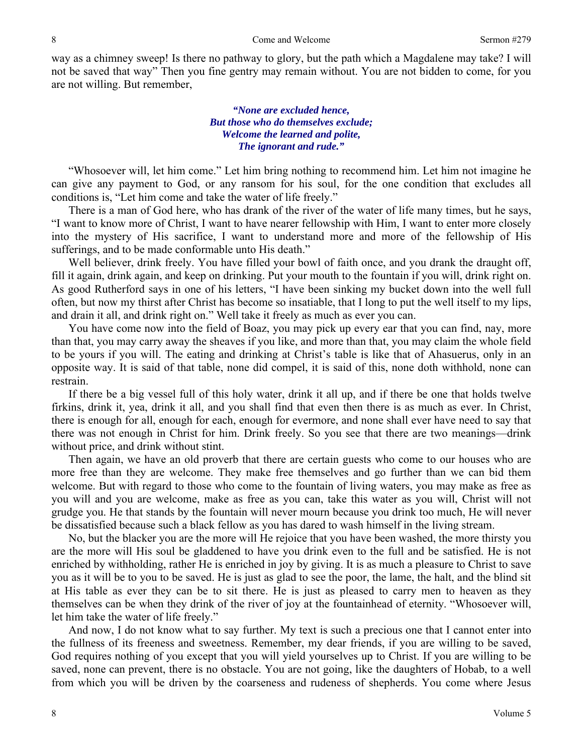way as a chimney sweep! Is there no pathway to glory, but the path which a Magdalene may take? I will not be saved that way" Then you fine gentry may remain without. You are not bidden to come, for you are not willing. But remember,

> ***"None are excluded hence,***
> ***But those who do themselves exclude;***
> ***Welcome the learned and polite,***
> ***The ignorant and rude."***

"Whosoever will, let him come." Let him bring nothing to recommend him. Let him not imagine he can give any payment to God, or any ransom for his soul, for the one condition that excludes all conditions is, "Let him come and take the water of life freely."

There is a man of God here, who has drank of the river of the water of life many times, but he says, "I want to know more of Christ, I want to have nearer fellowship with Him, I want to enter more closely into the mystery of His sacrifice, I want to understand more and more of the fellowship of His sufferings, and to be made conformable unto His death."

Well believer, drink freely. You have filled your bowl of faith once, and you drank the draught off, fill it again, drink again, and keep on drinking. Put your mouth to the fountain if you will, drink right on. As good Rutherford says in one of his letters, "I have been sinking my bucket down into the well full often, but now my thirst after Christ has become so insatiable, that I long to put the well itself to my lips, and drain it all, and drink right on." Well take it freely as much as ever you can.

You have come now into the field of Boaz, you may pick up every ear that you can find, nay, more than that, you may carry away the sheaves if you like, and more than that, you may claim the whole field to be yours if you will. The eating and drinking at Christ's table is like that of Ahasuerus, only in an opposite way. It is said of that table, none did compel, it is said of this, none doth withhold, none can restrain.

If there be a big vessel full of this holy water, drink it all up, and if there be one that holds twelve firkins, drink it, yea, drink it all, and you shall find that even then there is as much as ever. In Christ, there is enough for all, enough for each, enough for evermore, and none shall ever have need to say that there was not enough in Christ for him. Drink freely. So you see that there are two meanings—drink without price, and drink without stint.

Then again, we have an old proverb that there are certain guests who come to our houses who are more free than they are welcome. They make free themselves and go further than we can bid them welcome. But with regard to those who come to the fountain of living waters, you may make as free as you will and you are welcome, make as free as you can, take this water as you will, Christ will not grudge you. He that stands by the fountain will never mourn because you drink too much, He will never be dissatisfied because such a black fellow as you has dared to wash himself in the living stream.

No, but the blacker you are the more will He rejoice that you have been washed, the more thirsty you are the more will His soul be gladdened to have you drink even to the full and be satisfied. He is not enriched by withholding, rather He is enriched in joy by giving. It is as much a pleasure to Christ to save you as it will be to you to be saved. He is just as glad to see the poor, the lame, the halt, and the blind sit at His table as ever they can be to sit there. He is just as pleased to carry men to heaven as they themselves can be when they drink of the river of joy at the fountainhead of eternity. "Whosoever will, let him take the water of life freely."

And now, I do not know what to say further. My text is such a precious one that I cannot enter into the fullness of its freeness and sweetness. Remember, my dear friends, if you are willing to be saved, God requires nothing of you except that you will yield yourselves up to Christ. If you are willing to be saved, none can prevent, there is no obstacle. You are not going, like the daughters of Hobab, to a well from which you will be driven by the coarseness and rudeness of shepherds. You come where Jesus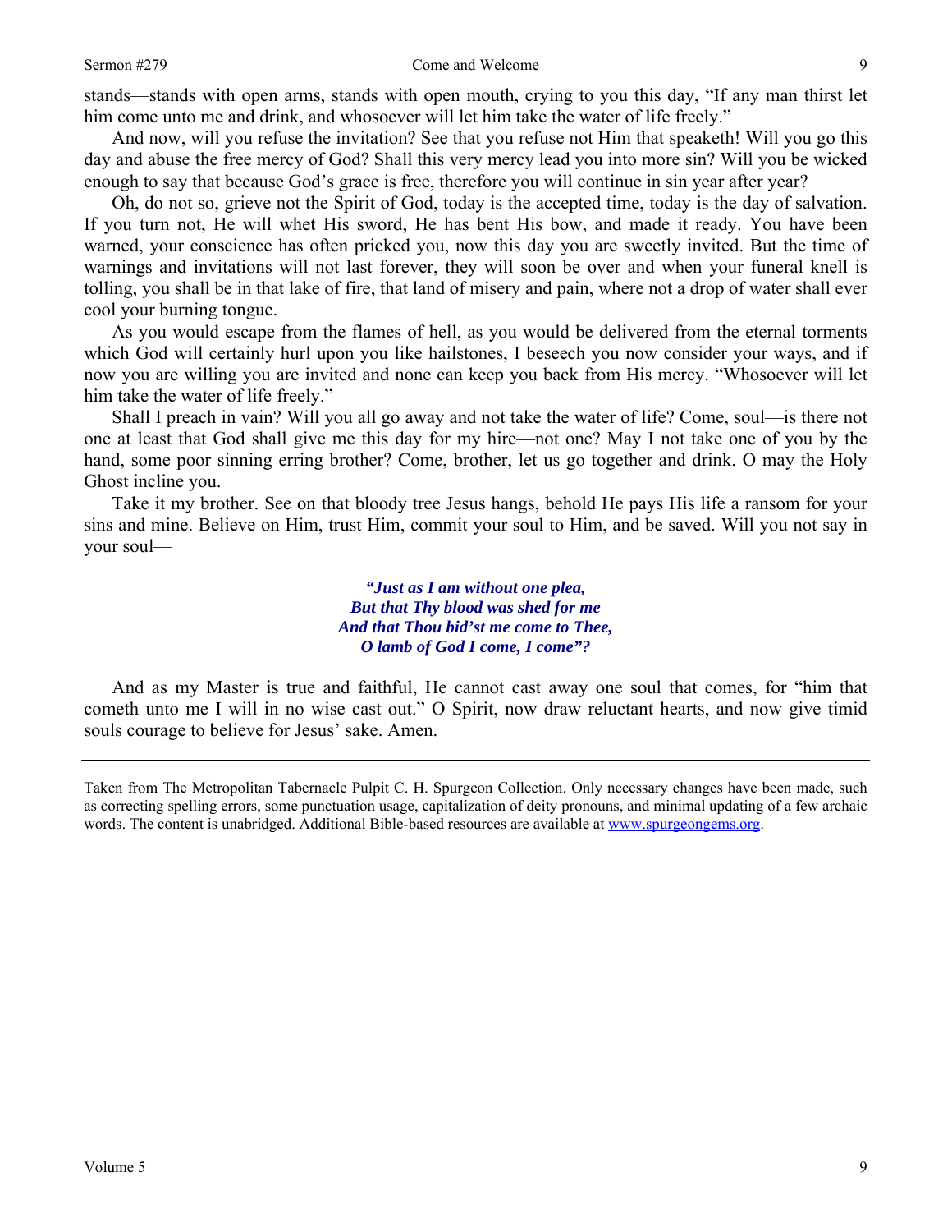stands—stands with open arms, stands with open mouth, crying to you this day, "If any man thirst let him come unto me and drink, and whosoever will let him take the water of life freely."

And now, will you refuse the invitation? See that you refuse not Him that speaketh! Will you go this day and abuse the free mercy of God? Shall this very mercy lead you into more sin? Will you be wicked enough to say that because God's grace is free, therefore you will continue in sin year after year?

Oh, do not so, grieve not the Spirit of God, today is the accepted time, today is the day of salvation. If you turn not, He will whet His sword, He has bent His bow, and made it ready. You have been warned, your conscience has often pricked you, now this day you are sweetly invited. But the time of warnings and invitations will not last forever, they will soon be over and when your funeral knell is tolling, you shall be in that lake of fire, that land of misery and pain, where not a drop of water shall ever cool your burning tongue.

As you would escape from the flames of hell, as you would be delivered from the eternal torments which God will certainly hurl upon you like hailstones, I beseech you now consider your ways, and if now you are willing you are invited and none can keep you back from His mercy. "Whosoever will let him take the water of life freely."

Shall I preach in vain? Will you all go away and not take the water of life? Come, soul—is there not one at least that God shall give me this day for my hire—not one? May I not take one of you by the hand, some poor sinning erring brother? Come, brother, let us go together and drink. O may the Holy Ghost incline you.

Take it my brother. See on that bloody tree Jesus hangs, behold He pays His life a ransom for your sins and mine. Believe on Him, trust Him, commit your soul to Him, and be saved. Will you not say in your soul—

> ***"Just as I am without one plea,***
> ***But that Thy blood was shed for me***
> ***And that Thou bid'st me come to Thee,***
> ***O lamb of God I come, I come"?***

And as my Master is true and faithful, He cannot cast away one soul that comes, for "him that cometh unto me I will in no wise cast out." O Spirit, now draw reluctant hearts, and now give timid souls courage to believe for Jesus' sake. Amen.

---

Taken from The Metropolitan Tabernacle Pulpit C. H. Spurgeon Collection. Only necessary changes have been made, such as correcting spelling errors, some punctuation usage, capitalization of deity pronouns, and minimal updating of a few archaic words. The content is unabridged. Additional Bible-based resources are available at www.spurgeongems.org.